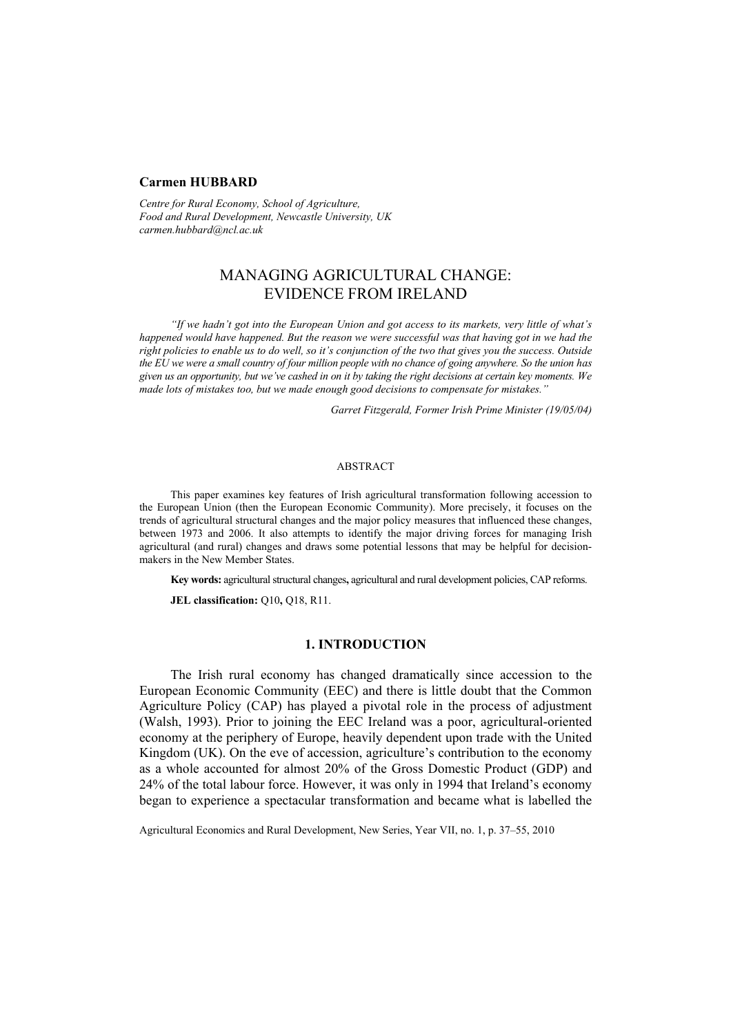**Carmen HUBBARD**

*Centre for Rural Economy, School of Agriculture,*
*Food and Rural Development, Newcastle University, UK*
*carmen.hubbard@ncl.ac.uk*

# MANAGING AGRICULTURAL CHANGE: EVIDENCE FROM IRELAND

*"If we hadn't got into the European Union and got access to its markets, very little of what's happened would have happened. But the reason we were successful was that having got in we had the right policies to enable us to do well, so it's conjunction of the two that gives you the success. Outside the EU we were a small country of four million people with no chance of going anywhere. So the union has given us an opportunity, but we've cashed in on it by taking the right decisions at certain key moments. We made lots of mistakes too, but we made enough good decisions to compensate for mistakes."*

*Garret Fitzgerald, Former Irish Prime Minister (19/05/04)*

ABSTRACT

This paper examines key features of Irish agricultural transformation following accession to the European Union (then the European Economic Community). More precisely, it focuses on the trends of agricultural structural changes and the major policy measures that influenced these changes, between 1973 and 2006. It also attempts to identify the major driving forces for managing Irish agricultural (and rural) changes and draws some potential lessons that may be helpful for decision-makers in the New Member States.

**Key words:** agricultural structural changes**,** agricultural and rural development policies, CAP reforms.

**JEL classification:** Q10**,** Q18, R11.

## 1. INTRODUCTION

The Irish rural economy has changed dramatically since accession to the European Economic Community (EEC) and there is little doubt that the Common Agriculture Policy (CAP) has played a pivotal role in the process of adjustment (Walsh, 1993). Prior to joining the EEC Ireland was a poor, agricultural-oriented economy at the periphery of Europe, heavily dependent upon trade with the United Kingdom (UK). On the eve of accession, agriculture's contribution to the economy as a whole accounted for almost 20% of the Gross Domestic Product (GDP) and 24% of the total labour force. However, it was only in 1994 that Ireland's economy began to experience a spectacular transformation and became what is labelled the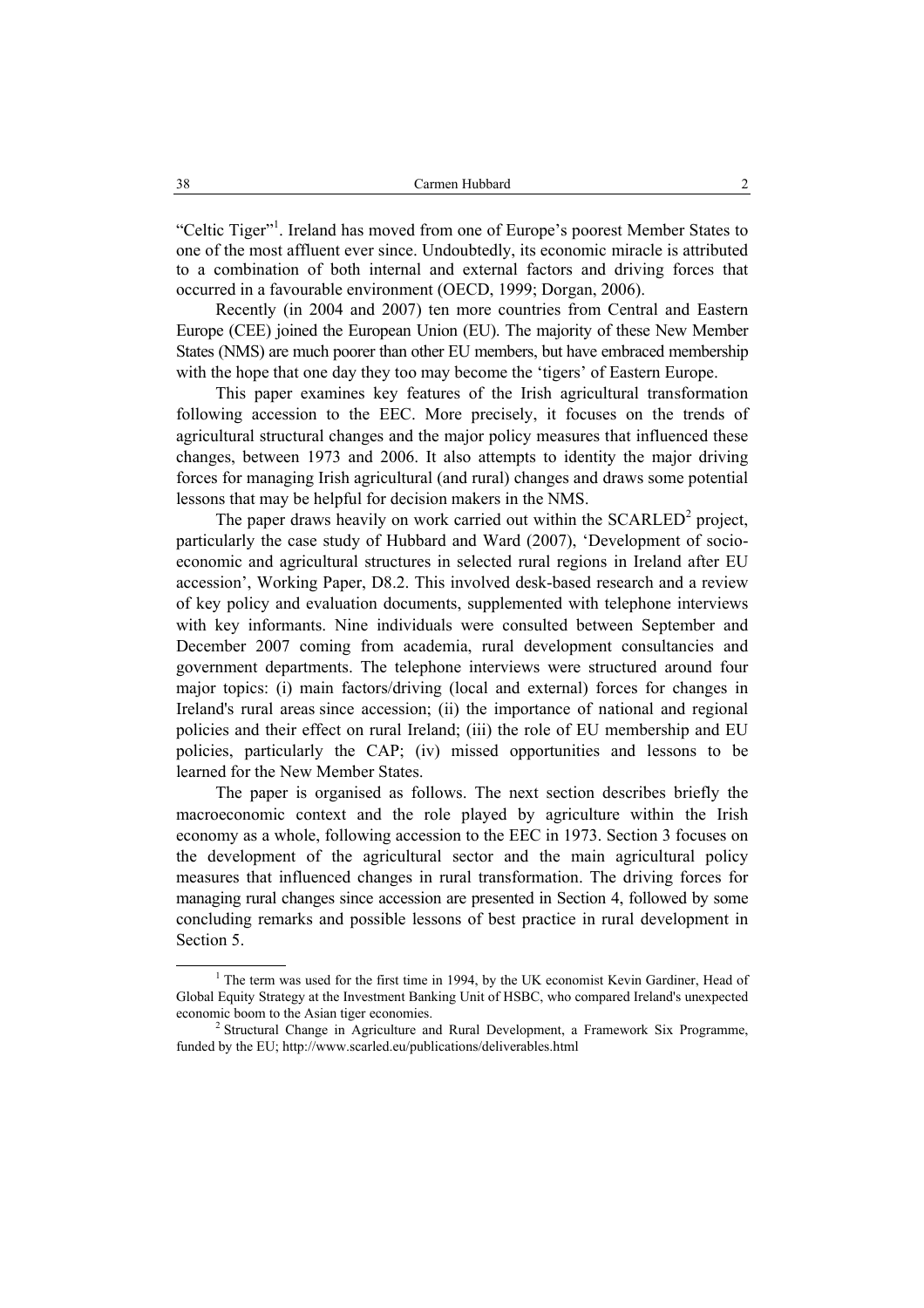"Celtic Tiger"[1]. Ireland has moved from one of Europe's poorest Member States to one of the most affluent ever since. Undoubtedly, its economic miracle is attributed to a combination of both internal and external factors and driving forces that occurred in a favourable environment (OECD, 1999; Dorgan, 2006).

Recently (in 2004 and 2007) ten more countries from Central and Eastern Europe (CEE) joined the European Union (EU). The majority of these New Member States (NMS) are much poorer than other EU members, but have embraced membership with the hope that one day they too may become the 'tigers' of Eastern Europe.

This paper examines key features of the Irish agricultural transformation following accession to the EEC. More precisely, it focuses on the trends of agricultural structural changes and the major policy measures that influenced these changes, between 1973 and 2006. It also attempts to identity the major driving forces for managing Irish agricultural (and rural) changes and draws some potential lessons that may be helpful for decision makers in the NMS.

The paper draws heavily on work carried out within the SCARLED[2] project, particularly the case study of Hubbard and Ward (2007), 'Development of socio-economic and agricultural structures in selected rural regions in Ireland after EU accession', Working Paper, D8.2. This involved desk-based research and a review of key policy and evaluation documents, supplemented with telephone interviews with key informants. Nine individuals were consulted between September and December 2007 coming from academia, rural development consultancies and government departments. The telephone interviews were structured around four major topics: (i) main factors/driving (local and external) forces for changes in Ireland's rural areas since accession; (ii) the importance of national and regional policies and their effect on rural Ireland; (iii) the role of EU membership and EU policies, particularly the CAP; (iv) missed opportunities and lessons to be learned for the New Member States.

The paper is organised as follows. The next section describes briefly the macroeconomic context and the role played by agriculture within the Irish economy as a whole, following accession to the EEC in 1973. Section 3 focuses on the development of the agricultural sector and the main agricultural policy measures that influenced changes in rural transformation. The driving forces for managing rural changes since accession are presented in Section 4, followed by some concluding remarks and possible lessons of best practice in rural development in Section 5.

---

[1] The term was used for the first time in 1994, by the UK economist Kevin Gardiner, Head of Global Equity Strategy at the Investment Banking Unit of HSBC, who compared Ireland's unexpected economic boom to the Asian tiger economies.

[2] Structural Change in Agriculture and Rural Development, a Framework Six Programme, funded by the EU; http://www.scarled.eu/publications/deliverables.html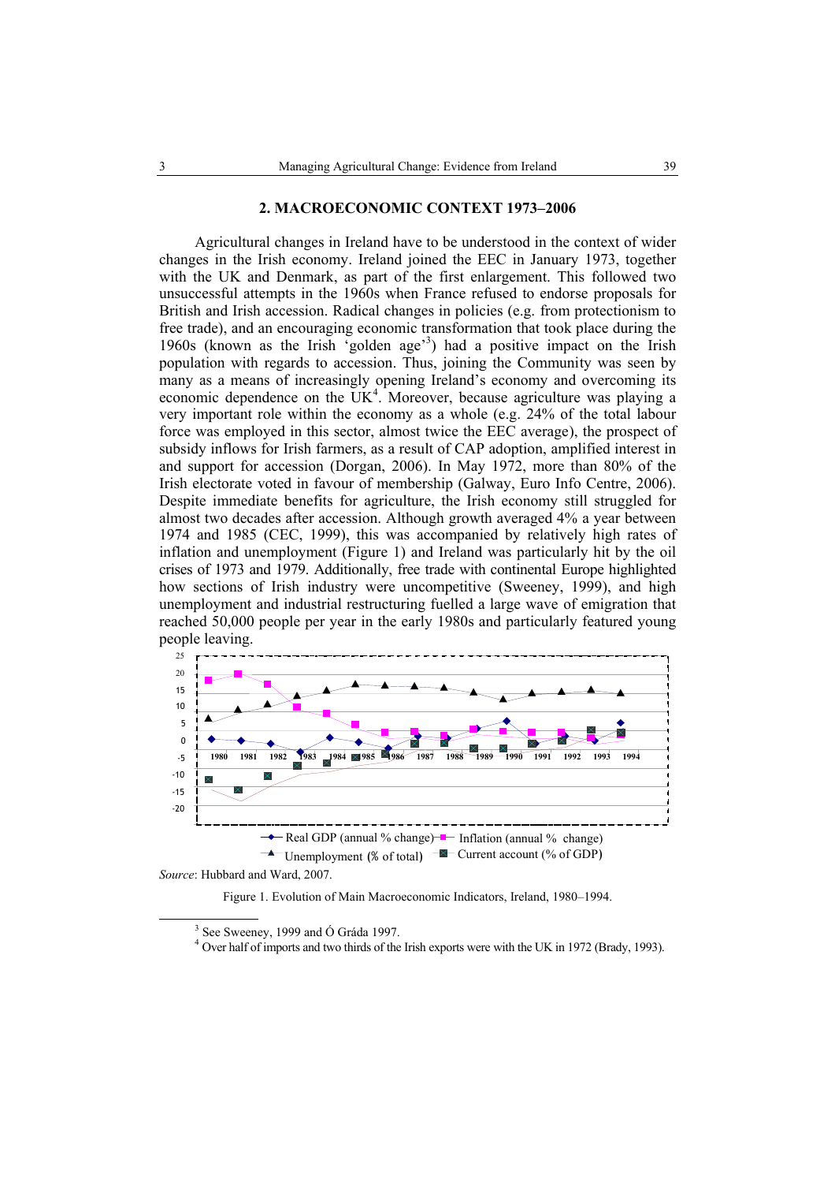## 2. MACROECONOMIC CONTEXT 1973–2006

Agricultural changes in Ireland have to be understood in the context of wider changes in the Irish economy. Ireland joined the EEC in January 1973, together with the UK and Denmark, as part of the first enlargement. This followed two unsuccessful attempts in the 1960s when France refused to endorse proposals for British and Irish accession. Radical changes in policies (e.g. from protectionism to free trade), and an encouraging economic transformation that took place during the 1960s (known as the Irish 'golden age'[3]) had a positive impact on the Irish population with regards to accession. Thus, joining the Community was seen by many as a means of increasingly opening Ireland's economy and overcoming its economic dependence on the UK[4]. Moreover, because agriculture was playing a very important role within the economy as a whole (e.g. 24% of the total labour force was employed in this sector, almost twice the EEC average), the prospect of subsidy inflows for Irish farmers, as a result of CAP adoption, amplified interest in and support for accession (Dorgan, 2006). In May 1972, more than 80% of the Irish electorate voted in favour of membership (Galway, Euro Info Centre, 2006). Despite immediate benefits for agriculture, the Irish economy still struggled for almost two decades after accession. Although growth averaged 4% a year between 1974 and 1985 (CEC, 1999), this was accompanied by relatively high rates of inflation and unemployment (Figure 1) and Ireland was particularly hit by the oil crises of 1973 and 1979. Additionally, free trade with continental Europe highlighted how sections of Irish industry were uncompetitive (Sweeney, 1999), and high unemployment and industrial restructuring fuelled a large wave of emigration that reached 50,000 people per year in the early 1980s and particularly featured young people leaving.

*Source*: Hubbard and Ward, 2007.

Figure 1. Evolution of Main Macroeconomic Indicators, Ireland, 1980–1994.

[3] See Sweeney, 1999 and Ó Gráda 1997.

[4] Over half of imports and two thirds of the Irish exports were with the UK in 1972 (Brady, 1993).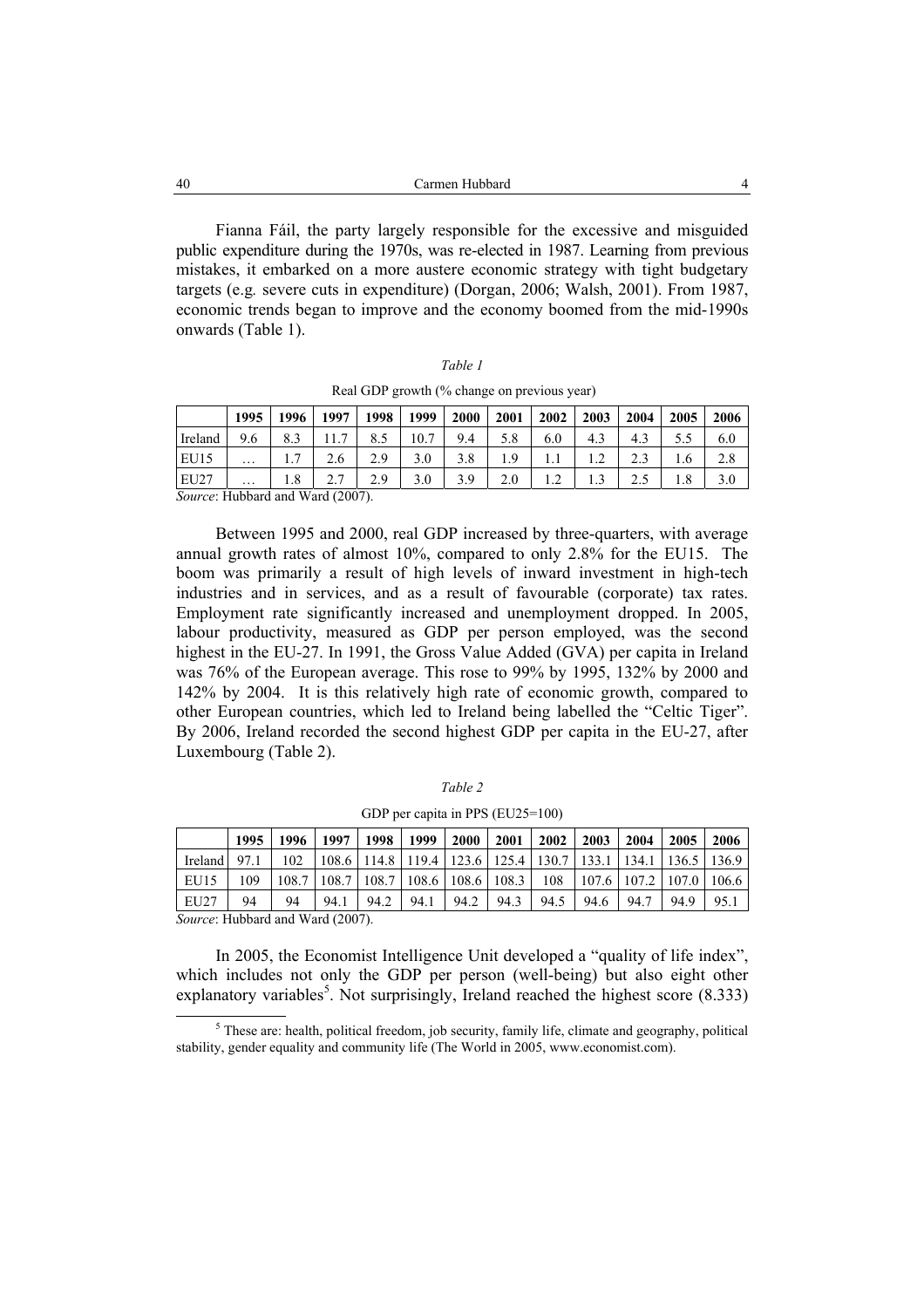Fianna Fáil, the party largely responsible for the excessive and misguided public expenditure during the 1970s, was re-elected in 1987. Learning from previous mistakes, it embarked on a more austere economic strategy with tight budgetary targets (e.g. severe cuts in expenditure) (Dorgan, 2006; Walsh, 2001). From 1987, economic trends began to improve and the economy boomed from the mid-1990s onwards (Table 1).

*Table 1*

Real GDP growth (% change on previous year)

| | 1995 | 1996 | 1997 | 1998 | 1999 | 2000 | 2001 | 2002 | 2003 | 2004 | 2005 | 2006 |
|---|---|---|---|---|---|---|---|---|---|---|---|---|
| Ireland | 9.6 | 8.3 | 11.7 | 8.5 | 10.7 | 9.4 | 5.8 | 6.0 | 4.3 | 4.3 | 5.5 | 6.0 |
| EU15 | … | 1.7 | 2.6 | 2.9 | 3.0 | 3.8 | 1.9 | 1.1 | 1.2 | 2.3 | 1.6 | 2.8 |
| EU27 | … | 1.8 | 2.7 | 2.9 | 3.0 | 3.9 | 2.0 | 1.2 | 1.3 | 2.5 | 1.8 | 3.0 |

*Source*: Hubbard and Ward (2007).

Between 1995 and 2000, real GDP increased by three-quarters, with average annual growth rates of almost 10%, compared to only 2.8% for the EU15. The boom was primarily a result of high levels of inward investment in high-tech industries and in services, and as a result of favourable (corporate) tax rates. Employment rate significantly increased and unemployment dropped. In 2005, labour productivity, measured as GDP per person employed, was the second highest in the EU-27. In 1991, the Gross Value Added (GVA) per capita in Ireland was 76% of the European average. This rose to 99% by 1995, 132% by 2000 and 142% by 2004. It is this relatively high rate of economic growth, compared to other European countries, which led to Ireland being labelled the "Celtic Tiger". By 2006, Ireland recorded the second highest GDP per capita in the EU-27, after Luxembourg (Table 2).

*Table 2*

GDP per capita in PPS (EU25=100)

| | 1995 | 1996 | 1997 | 1998 | 1999 | 2000 | 2001 | 2002 | 2003 | 2004 | 2005 | 2006 |
|---|---|---|---|---|---|---|---|---|---|---|---|---|
| Ireland | 97.1 | 102 | 108.6 | 114.8 | 119.4 | 123.6 | 125.4 | 130.7 | 133.1 | 134.1 | 136.5 | 136.9 |
| EU15 | 109 | 108.7 | 108.7 | 108.7 | 108.6 | 108.6 | 108.3 | 108 | 107.6 | 107.2 | 107.0 | 106.6 |
| EU27 | 94 | 94 | 94.1 | 94.2 | 94.1 | 94.2 | 94.3 | 94.5 | 94.6 | 94.7 | 94.9 | 95.1 |

*Source*: Hubbard and Ward (2007).

In 2005, the Economist Intelligence Unit developed a "quality of life index", which includes not only the GDP per person (well-being) but also eight other explanatory variables[5]. Not surprisingly, Ireland reached the highest score (8.333)

[5] These are: health, political freedom, job security, family life, climate and geography, political stability, gender equality and community life (The World in 2005, www.economist.com).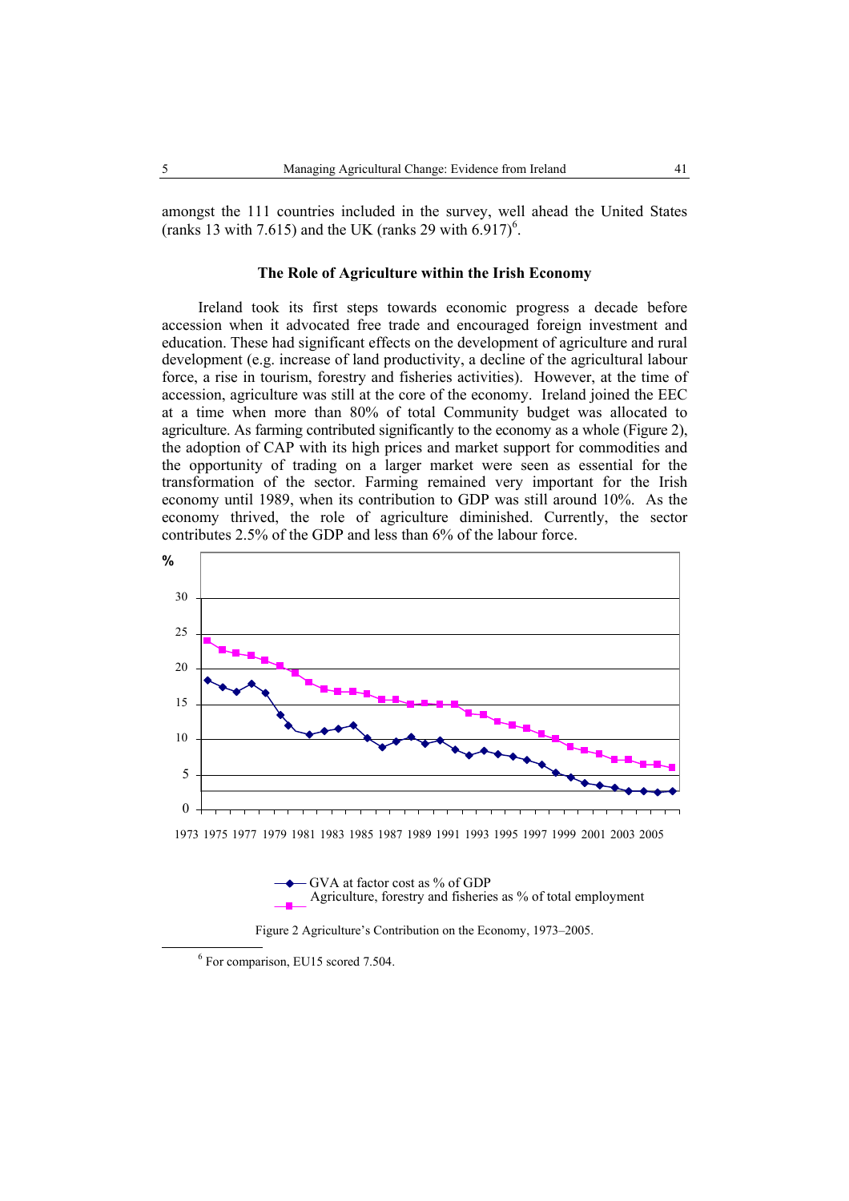amongst the 111 countries included in the survey, well ahead the United States (ranks 13 with 7.615) and the UK (ranks 29 with 6.917)[6].

### The Role of Agriculture within the Irish Economy

Ireland took its first steps towards economic progress a decade before accession when it advocated free trade and encouraged foreign investment and education. These had significant effects on the development of agriculture and rural development (e.g. increase of land productivity, a decline of the agricultural labour force, a rise in tourism, forestry and fisheries activities). However, at the time of accession, agriculture was still at the core of the economy. Ireland joined the EEC at a time when more than 80% of total Community budget was allocated to agriculture. As farming contributed significantly to the economy as a whole (Figure 2), the adoption of CAP with its high prices and market support for commodities and the opportunity of trading on a larger market were seen as essential for the transformation of the sector. Farming remained very important for the Irish economy until 1989, when its contribution to GDP was still around 10%. As the economy thrived, the role of agriculture diminished. Currently, the sector contributes 2.5% of the GDP and less than 6% of the labour force.

Figure 2 Agriculture's Contribution on the Economy, 1973–2005.

[6] For comparison, EU15 scored 7.504.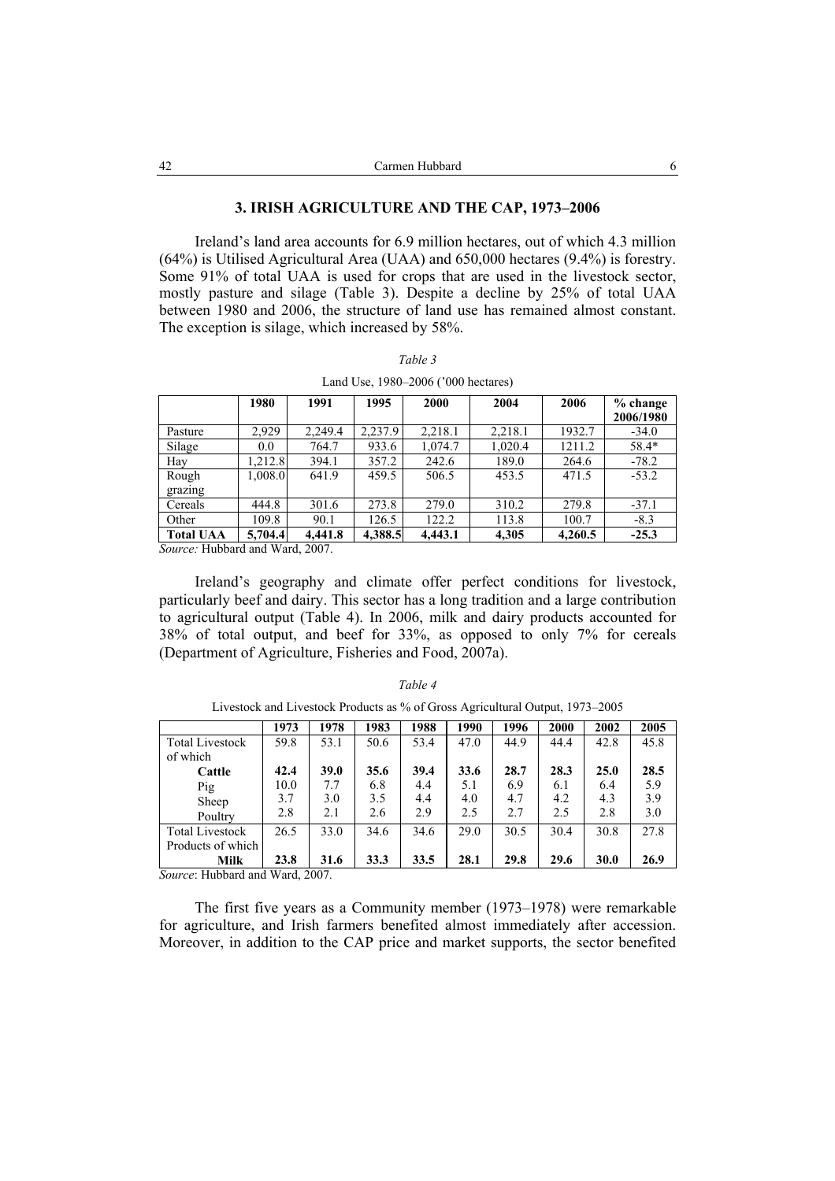## 3. IRISH AGRICULTURE AND THE CAP, 1973–2006

Ireland's land area accounts for 6.9 million hectares, out of which 4.3 million (64%) is Utilised Agricultural Area (UAA) and 650,000 hectares (9.4%) is forestry. Some 91% of total UAA is used for crops that are used in the livestock sector, mostly pasture and silage (Table 3). Despite a decline by 25% of total UAA between 1980 and 2006, the structure of land use has remained almost constant. The exception is silage, which increased by 58%.

*Table 3*

Land Use, 1980–2006 ('000 hectares)

| | 1980 | 1991 | 1995 | 2000 | 2004 | 2006 | % change 2006/1980 |
|---|---|---|---|---|---|---|---|
| Pasture | 2,929 | 2,249.4 | 2,237.9 | 2,218.1 | 2,218.1 | 1932.7 | -34.0 |
| Silage | 0.0 | 764.7 | 933.6 | 1,074.7 | 1,020.4 | 1211.2 | 58.4* |
| Hay | 1,212.8 | 394.1 | 357.2 | 242.6 | 189.0 | 264.6 | -78.2 |
| Rough grazing | 1,008.0 | 641.9 | 459.5 | 506.5 | 453.5 | 471.5 | -53.2 |
| Cereals | 444.8 | 301.6 | 273.8 | 279.0 | 310.2 | 279.8 | -37.1 |
| Other | 109.8 | 90.1 | 126.5 | 122.2 | 113.8 | 100.7 | -8.3 |
| **Total UAA** | **5,704.4** | **4,441.8** | **4,388.5** | **4,443.1** | **4,305** | **4,260.5** | **-25.3** |

*Source:* Hubbard and Ward, 2007.

Ireland's geography and climate offer perfect conditions for livestock, particularly beef and dairy. This sector has a long tradition and a large contribution to agricultural output (Table 4). In 2006, milk and dairy products accounted for 38% of total output, and beef for 33%, as opposed to only 7% for cereals (Department of Agriculture, Fisheries and Food, 2007a).

*Table 4*

Livestock and Livestock Products as % of Gross Agricultural Output, 1973–2005

| | 1973 | 1978 | 1983 | 1988 | 1990 | 1996 | 2000 | 2002 | 2005 |
|---|---|---|---|---|---|---|---|---|---|
| Total Livestock of which | 59.8 | 53.1 | 50.6 | 53.4 | 47.0 | 44.9 | 44.4 | 42.8 | 45.8 |
| **Cattle** | **42.4** | **39.0** | **35.6** | **39.4** | **33.6** | **28.7** | **28.3** | **25.0** | **28.5** |
| Pig | 10.0 | 7.7 | 6.8 | 4.4 | 5.1 | 6.9 | 6.1 | 6.4 | 5.9 |
| Sheep | 3.7 | 3.0 | 3.5 | 4.4 | 4.0 | 4.7 | 4.2 | 4.3 | 3.9 |
| Poultry | 2.8 | 2.1 | 2.6 | 2.9 | 2.5 | 2.7 | 2.5 | 2.8 | 3.0 |
| Total Livestock Products of which | 26.5 | 33.0 | 34.6 | 34.6 | 29.0 | 30.5 | 30.4 | 30.8 | 27.8 |
| **Milk** | **23.8** | **31.6** | **33.3** | **33.5** | **28.1** | **29.8** | **29.6** | **30.0** | **26.9** |

*Source*: Hubbard and Ward, 2007.

The first five years as a Community member (1973–1978) were remarkable for agriculture, and Irish farmers benefited almost immediately after accession. Moreover, in addition to the CAP price and market supports, the sector benefited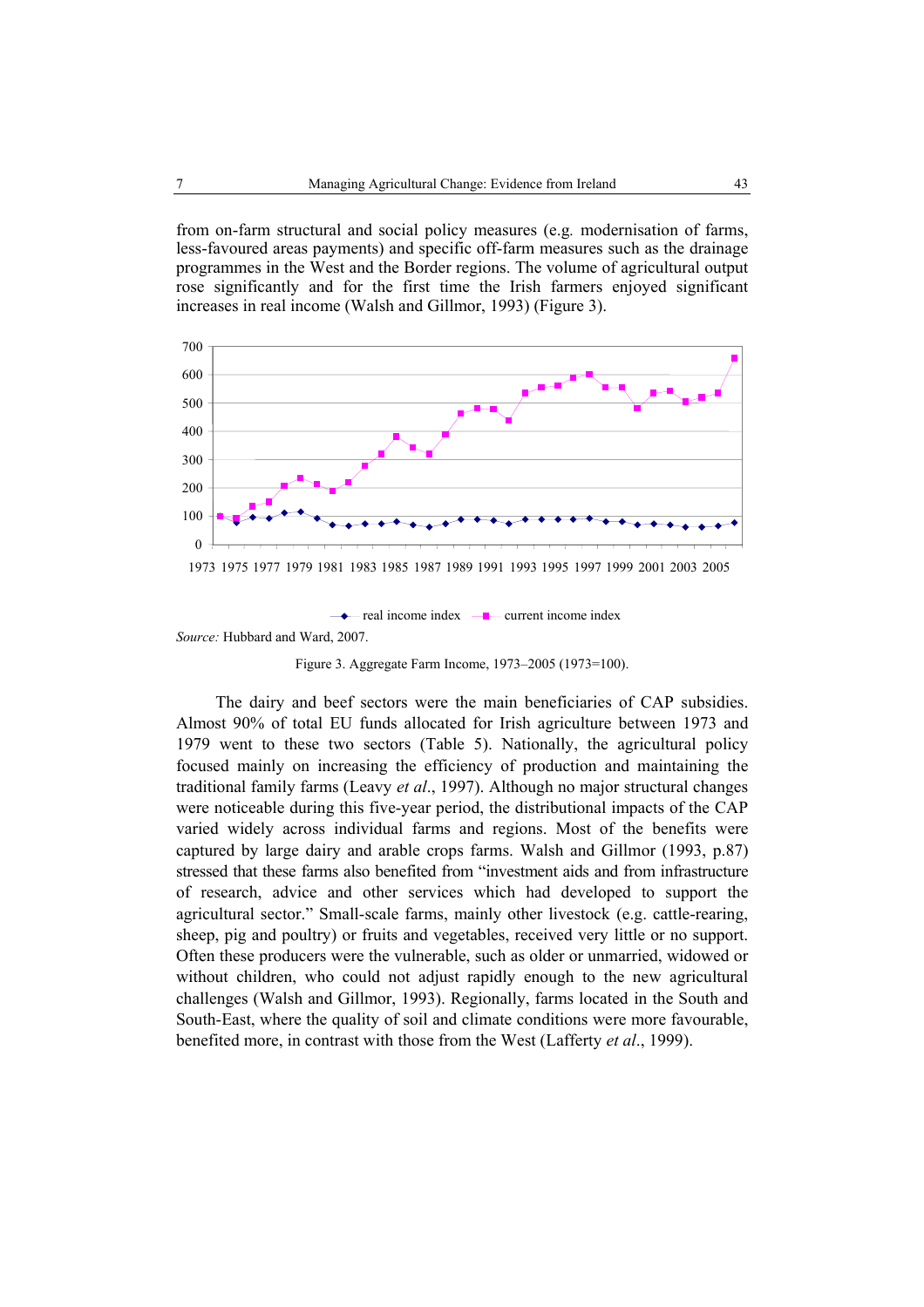from on-farm structural and social policy measures (e.g. modernisation of farms, less-favoured areas payments) and specific off-farm measures such as the drainage programmes in the West and the Border regions. The volume of agricultural output rose significantly and for the first time the Irish farmers enjoyed significant increases in real income (Walsh and Gillmor, 1993) (Figure 3).

*Source:* Hubbard and Ward, 2007.

Figure 3. Aggregate Farm Income, 1973–2005 (1973=100).

The dairy and beef sectors were the main beneficiaries of CAP subsidies. Almost 90% of total EU funds allocated for Irish agriculture between 1973 and 1979 went to these two sectors (Table 5). Nationally, the agricultural policy focused mainly on increasing the efficiency of production and maintaining the traditional family farms (Leavy *et al*., 1997). Although no major structural changes were noticeable during this five-year period, the distributional impacts of the CAP varied widely across individual farms and regions. Most of the benefits were captured by large dairy and arable crops farms. Walsh and Gillmor (1993, p.87) stressed that these farms also benefited from "investment aids and from infrastructure of research, advice and other services which had developed to support the agricultural sector." Small-scale farms, mainly other livestock (e.g. cattle-rearing, sheep, pig and poultry) or fruits and vegetables, received very little or no support. Often these producers were the vulnerable, such as older or unmarried, widowed or without children, who could not adjust rapidly enough to the new agricultural challenges (Walsh and Gillmor, 1993). Regionally, farms located in the South and South-East, where the quality of soil and climate conditions were more favourable, benefited more, in contrast with those from the West (Lafferty *et al*., 1999).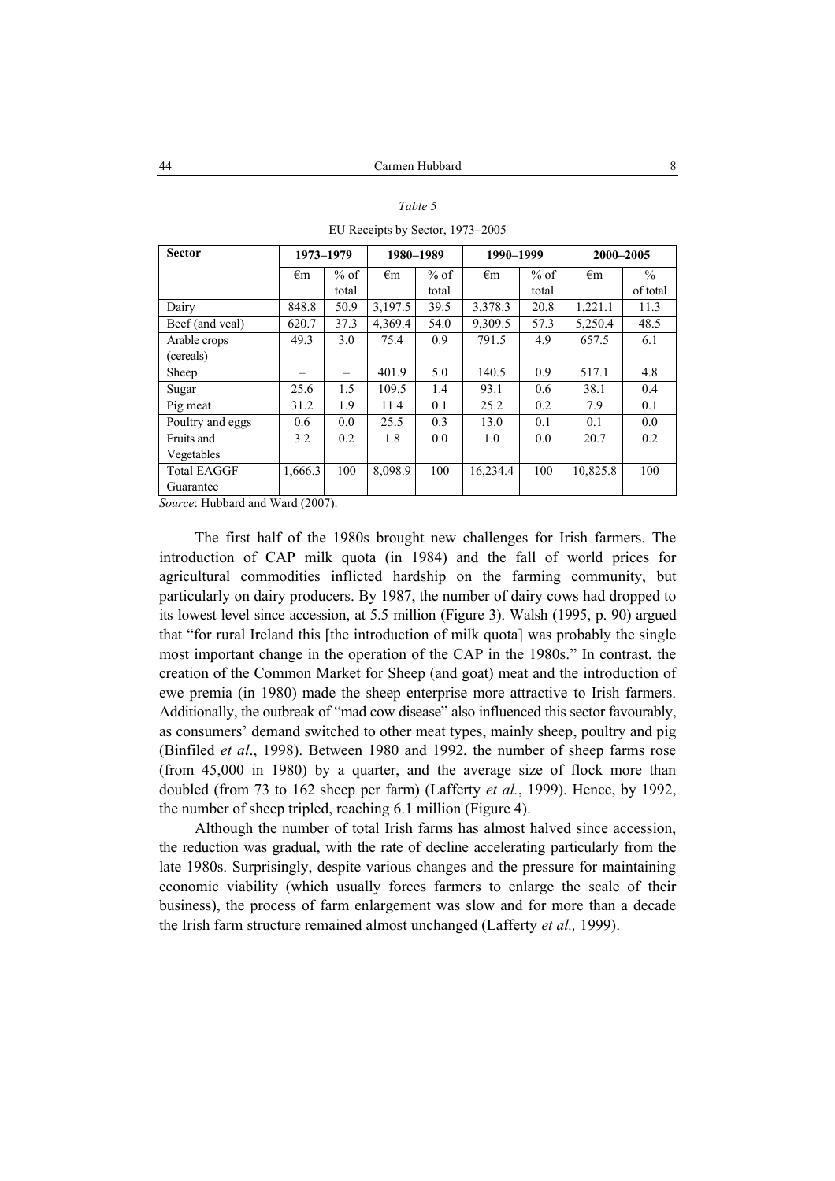*Table 5*

EU Receipts by Sector, 1973–2005

| Sector | 1973–1979 | | 1980–1989 | | 1990–1999 | | 2000–2005 | |
|---|---|---|---|---|---|---|---|---|
| | €m | % of total | €m | % of total | €m | % of total | €m | % of total |
| Dairy | 848.8 | 50.9 | 3,197.5 | 39.5 | 3,378.3 | 20.8 | 1,221.1 | 11.3 |
| Beef (and veal) | 620.7 | 37.3 | 4,369.4 | 54.0 | 9,309.5 | 57.3 | 5,250.4 | 48.5 |
| Arable crops (cereals) | 49.3 | 3.0 | 75.4 | 0.9 | 791.5 | 4.9 | 657.5 | 6.1 |
| Sheep | – | – | 401.9 | 5.0 | 140.5 | 0.9 | 517.1 | 4.8 |
| Sugar | 25.6 | 1.5 | 109.5 | 1.4 | 93.1 | 0.6 | 38.1 | 0.4 |
| Pig meat | 31.2 | 1.9 | 11.4 | 0.1 | 25.2 | 0.2 | 7.9 | 0.1 |
| Poultry and eggs | 0.6 | 0.0 | 25.5 | 0.3 | 13.0 | 0.1 | 0.1 | 0.0 |
| Fruits and Vegetables | 3.2 | 0.2 | 1.8 | 0.0 | 1.0 | 0.0 | 20.7 | 0.2 |
| Total EAGGF Guarantee | 1,666.3 | 100 | 8,098.9 | 100 | 16,234.4 | 100 | 10,825.8 | 100 |

*Source*: Hubbard and Ward (2007).

The first half of the 1980s brought new challenges for Irish farmers. The introduction of CAP milk quota (in 1984) and the fall of world prices for agricultural commodities inflicted hardship on the farming community, but particularly on dairy producers. By 1987, the number of dairy cows had dropped to its lowest level since accession, at 5.5 million (Figure 3). Walsh (1995, p. 90) argued that "for rural Ireland this [the introduction of milk quota] was probably the single most important change in the operation of the CAP in the 1980s." In contrast, the creation of the Common Market for Sheep (and goat) meat and the introduction of ewe premia (in 1980) made the sheep enterprise more attractive to Irish farmers. Additionally, the outbreak of "mad cow disease" also influenced this sector favourably, as consumers' demand switched to other meat types, mainly sheep, poultry and pig (Binfiled *et al*., 1998). Between 1980 and 1992, the number of sheep farms rose (from 45,000 in 1980) by a quarter, and the average size of flock more than doubled (from 73 to 162 sheep per farm) (Lafferty *et al.*, 1999). Hence, by 1992, the number of sheep tripled, reaching 6.1 million (Figure 4).

Although the number of total Irish farms has almost halved since accession, the reduction was gradual, with the rate of decline accelerating particularly from the late 1980s. Surprisingly, despite various changes and the pressure for maintaining economic viability (which usually forces farmers to enlarge the scale of their business), the process of farm enlargement was slow and for more than a decade the Irish farm structure remained almost unchanged (Lafferty *et al.,* 1999).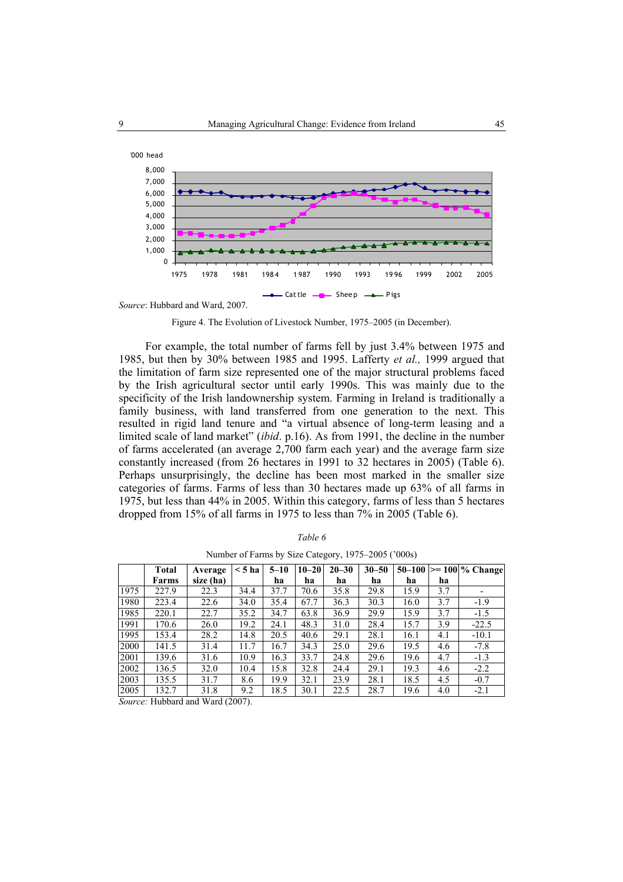*Source*: Hubbard and Ward, 2007.

Figure 4. The Evolution of Livestock Number, 1975–2005 (in December).

For example, the total number of farms fell by just 3.4% between 1975 and 1985, but then by 30% between 1985 and 1995. Lafferty *et al.,* 1999 argued that the limitation of farm size represented one of the major structural problems faced by the Irish agricultural sector until early 1990s. This was mainly due to the specificity of the Irish landownership system. Farming in Ireland is traditionally a family business, with land transferred from one generation to the next. This resulted in rigid land tenure and "a virtual absence of long-term leasing and a limited scale of land market" (*ibid*. p.16). As from 1991, the decline in the number of farms accelerated (an average 2,700 farm each year) and the average farm size constantly increased (from 26 hectares in 1991 to 32 hectares in 2005) (Table 6). Perhaps unsurprisingly, the decline has been most marked in the smaller size categories of farms. Farms of less than 30 hectares made up 63% of all farms in 1975, but less than 44% in 2005. Within this category, farms of less than 5 hectares dropped from 15% of all farms in 1975 to less than 7% in 2005 (Table 6).

*Table 6*

Number of Farms by Size Category, 1975–2005 ('000s)

| | Total Farms | Average size (ha) | < 5 ha | 5–10 ha | 10–20 ha | 20–30 ha | 30–50 ha | 50–100 ha | >= 100 ha | % Change |
|---|---|---|---|---|---|---|---|---|---|---|
| 1975 | 227.9 | 22.3 | 34.4 | 37.7 | 70.6 | 35.8 | 29.8 | 15.9 | 3.7 | - |
| 1980 | 223.4 | 22.6 | 34.0 | 35.4 | 67.7 | 36.3 | 30.3 | 16.0 | 3.7 | -1.9 |
| 1985 | 220.1 | 22.7 | 35.2 | 34.7 | 63.8 | 36.9 | 29.9 | 15.9 | 3.7 | -1.5 |
| 1991 | 170.6 | 26.0 | 19.2 | 24.1 | 48.3 | 31.0 | 28.4 | 15.7 | 3.9 | -22.5 |
| 1995 | 153.4 | 28.2 | 14.8 | 20.5 | 40.6 | 29.1 | 28.1 | 16.1 | 4.1 | -10.1 |
| 2000 | 141.5 | 31.4 | 11.7 | 16.7 | 34.3 | 25.0 | 29.6 | 19.5 | 4.6 | -7.8 |
| 2001 | 139.6 | 31.6 | 10.9 | 16.3 | 33.7 | 24.8 | 29.6 | 19.6 | 4.7 | -1.3 |
| 2002 | 136.5 | 32.0 | 10.4 | 15.8 | 32.8 | 24.4 | 29.1 | 19.3 | 4.6 | -2.2 |
| 2003 | 135.5 | 31.7 | 8.6 | 19.9 | 32.1 | 23.9 | 28.1 | 18.5 | 4.5 | -0.7 |
| 2005 | 132.7 | 31.8 | 9.2 | 18.5 | 30.1 | 22.5 | 28.7 | 19.6 | 4.0 | -2.1 |

*Source:* Hubbard and Ward (2007).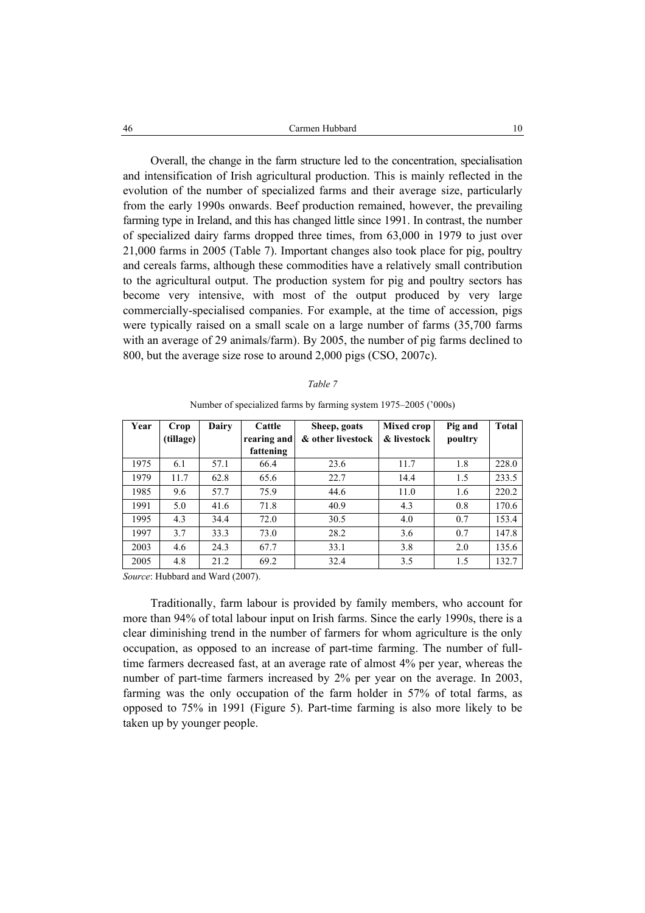Overall, the change in the farm structure led to the concentration, specialisation and intensification of Irish agricultural production. This is mainly reflected in the evolution of the number of specialized farms and their average size, particularly from the early 1990s onwards. Beef production remained, however, the prevailing farming type in Ireland, and this has changed little since 1991. In contrast, the number of specialized dairy farms dropped three times, from 63,000 in 1979 to just over 21,000 farms in 2005 (Table 7). Important changes also took place for pig, poultry and cereals farms, although these commodities have a relatively small contribution to the agricultural output. The production system for pig and poultry sectors has become very intensive, with most of the output produced by very large commercially-specialised companies. For example, at the time of accession, pigs were typically raised on a small scale on a large number of farms (35,700 farms with an average of 29 animals/farm). By 2005, the number of pig farms declined to 800, but the average size rose to around 2,000 pigs (CSO, 2007c).

*Table 7*

Number of specialized farms by farming system 1975–2005 ('000s)

| Year | Crop (tillage) | Dairy | Cattle rearing and fattening | Sheep, goats & other livestock | Mixed crop & livestock | Pig and poultry | Total |
|---|---|---|---|---|---|---|---|
| 1975 | 6.1 | 57.1 | 66.4 | 23.6 | 11.7 | 1.8 | 228.0 |
| 1979 | 11.7 | 62.8 | 65.6 | 22.7 | 14.4 | 1.5 | 233.5 |
| 1985 | 9.6 | 57.7 | 75.9 | 44.6 | 11.0 | 1.6 | 220.2 |
| 1991 | 5.0 | 41.6 | 71.8 | 40.9 | 4.3 | 0.8 | 170.6 |
| 1995 | 4.3 | 34.4 | 72.0 | 30.5 | 4.0 | 0.7 | 153.4 |
| 1997 | 3.7 | 33.3 | 73.0 | 28.2 | 3.6 | 0.7 | 147.8 |
| 2003 | 4.6 | 24.3 | 67.7 | 33.1 | 3.8 | 2.0 | 135.6 |
| 2005 | 4.8 | 21.2 | 69.2 | 32.4 | 3.5 | 1.5 | 132.7 |

*Source*: Hubbard and Ward (2007).

Traditionally, farm labour is provided by family members, who account for more than 94% of total labour input on Irish farms. Since the early 1990s, there is a clear diminishing trend in the number of farmers for whom agriculture is the only occupation, as opposed to an increase of part-time farming. The number of full-time farmers decreased fast, at an average rate of almost 4% per year, whereas the number of part-time farmers increased by 2% per year on the average. In 2003, farming was the only occupation of the farm holder in 57% of total farms, as opposed to 75% in 1991 (Figure 5). Part-time farming is also more likely to be taken up by younger people.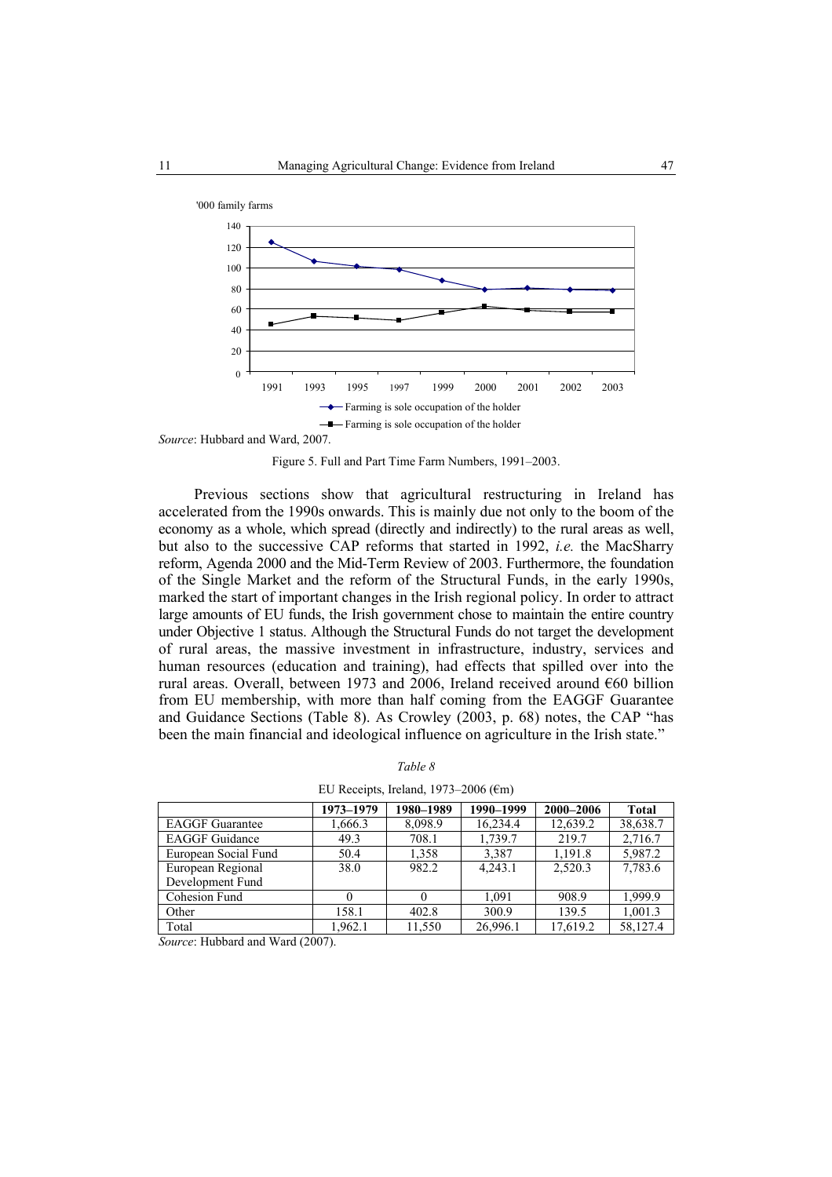'000 family farms

Farming is sole occupation of the holder

Farming is sole occupation of the holder

*Source*: Hubbard and Ward, 2007.

Figure 5. Full and Part Time Farm Numbers, 1991–2003.

Previous sections show that agricultural restructuring in Ireland has accelerated from the 1990s onwards. This is mainly due not only to the boom of the economy as a whole, which spread (directly and indirectly) to the rural areas as well, but also to the successive CAP reforms that started in 1992, *i.e.* the MacSharry reform, Agenda 2000 and the Mid-Term Review of 2003. Furthermore, the foundation of the Single Market and the reform of the Structural Funds, in the early 1990s, marked the start of important changes in the Irish regional policy. In order to attract large amounts of EU funds, the Irish government chose to maintain the entire country under Objective 1 status. Although the Structural Funds do not target the development of rural areas, the massive investment in infrastructure, industry, services and human resources (education and training), had effects that spilled over into the rural areas. Overall, between 1973 and 2006, Ireland received around €60 billion from EU membership, with more than half coming from the EAGGF Guarantee and Guidance Sections (Table 8). As Crowley (2003, p. 68) notes, the CAP "has been the main financial and ideological influence on agriculture in the Irish state."

*Table 8*

EU Receipts, Ireland, 1973–2006 (€m)

| | 1973–1979 | 1980–1989 | 1990–1999 | 2000–2006 | Total |
|---|---|---|---|---|---|
| EAGGF Guarantee | 1,666.3 | 8,098.9 | 16,234.4 | 12,639.2 | 38,638.7 |
| EAGGF Guidance | 49.3 | 708.1 | 1,739.7 | 219.7 | 2,716.7 |
| European Social Fund | 50.4 | 1,358 | 3,387 | 1,191.8 | 5,987.2 |
| European Regional Development Fund | 38.0 | 982.2 | 4,243.1 | 2,520.3 | 7,783.6 |
| Cohesion Fund | 0 | 0 | 1,091 | 908.9 | 1,999.9 |
| Other | 158.1 | 402.8 | 300.9 | 139.5 | 1,001.3 |
| Total | 1,962.1 | 11,550 | 26,996.1 | 17,619.2 | 58,127.4 |

*Source*: Hubbard and Ward (2007).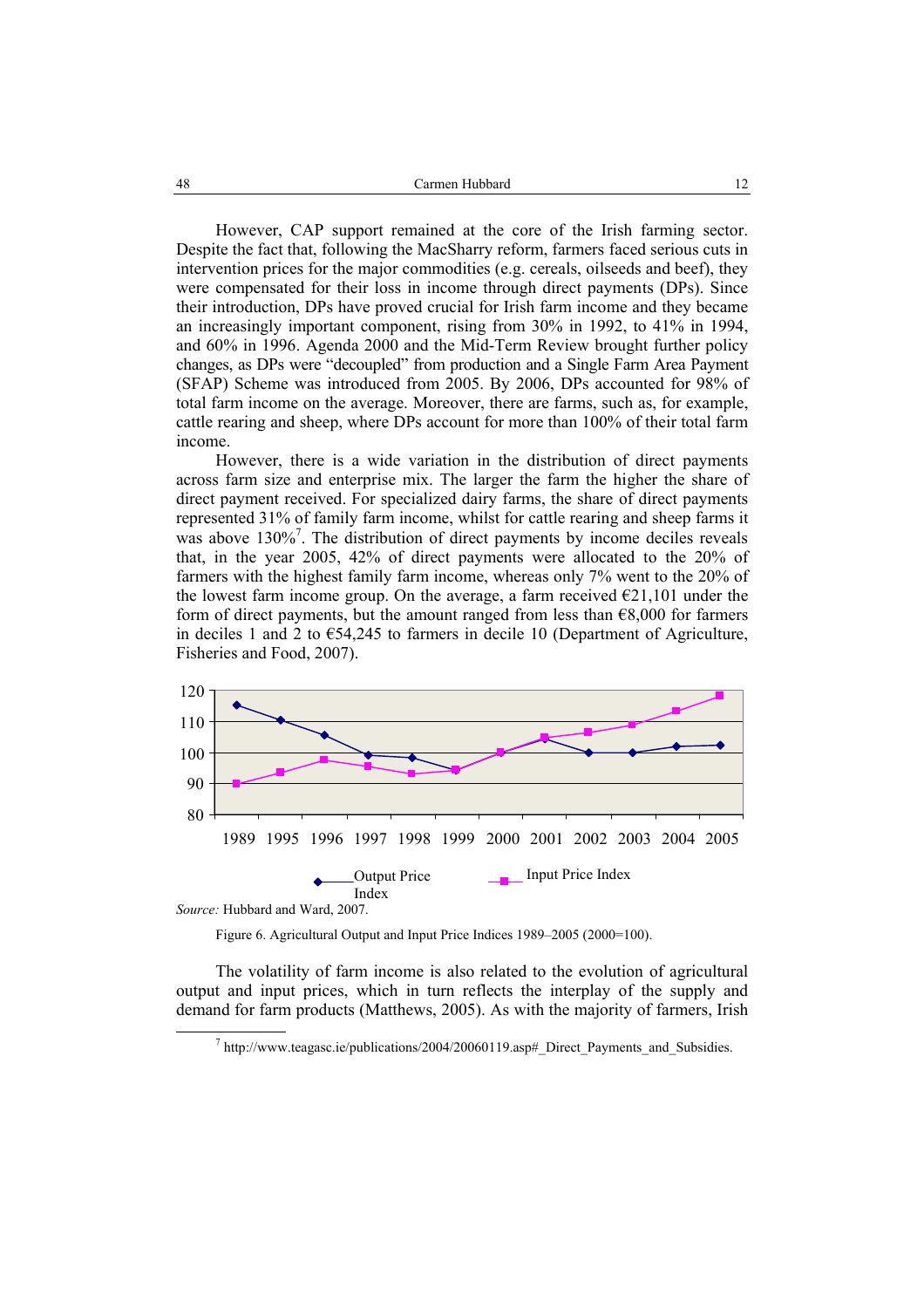However, CAP support remained at the core of the Irish farming sector. Despite the fact that, following the MacSharry reform, farmers faced serious cuts in intervention prices for the major commodities (e.g. cereals, oilseeds and beef), they were compensated for their loss in income through direct payments (DPs). Since their introduction, DPs have proved crucial for Irish farm income and they became an increasingly important component, rising from 30% in 1992, to 41% in 1994, and 60% in 1996. Agenda 2000 and the Mid-Term Review brought further policy changes, as DPs were "decoupled" from production and a Single Farm Area Payment (SFAP) Scheme was introduced from 2005. By 2006, DPs accounted for 98% of total farm income on the average. Moreover, there are farms, such as, for example, cattle rearing and sheep, where DPs account for more than 100% of their total farm income.

However, there is a wide variation in the distribution of direct payments across farm size and enterprise mix. The larger the farm the higher the share of direct payment received. For specialized dairy farms, the share of direct payments represented 31% of family farm income, whilst for cattle rearing and sheep farms it was above 130%[7]. The distribution of direct payments by income deciles reveals that, in the year 2005, 42% of direct payments were allocated to the 20% of farmers with the highest family farm income, whereas only 7% went to the 20% of the lowest farm income group. On the average, a farm received €21,101 under the form of direct payments, but the amount ranged from less than €8,000 for farmers in deciles 1 and 2 to €54,245 to farmers in decile 10 (Department of Agriculture, Fisheries and Food, 2007).

*Source:* Hubbard and Ward, 2007.

Figure 6. Agricultural Output and Input Price Indices 1989–2005 (2000=100).

The volatility of farm income is also related to the evolution of agricultural output and input prices, which in turn reflects the interplay of the supply and demand for farm products (Matthews, 2005). As with the majority of farmers, Irish

[7] http://www.teagasc.ie/publications/2004/20060119.asp#_Direct_Payments_and_Subsidies.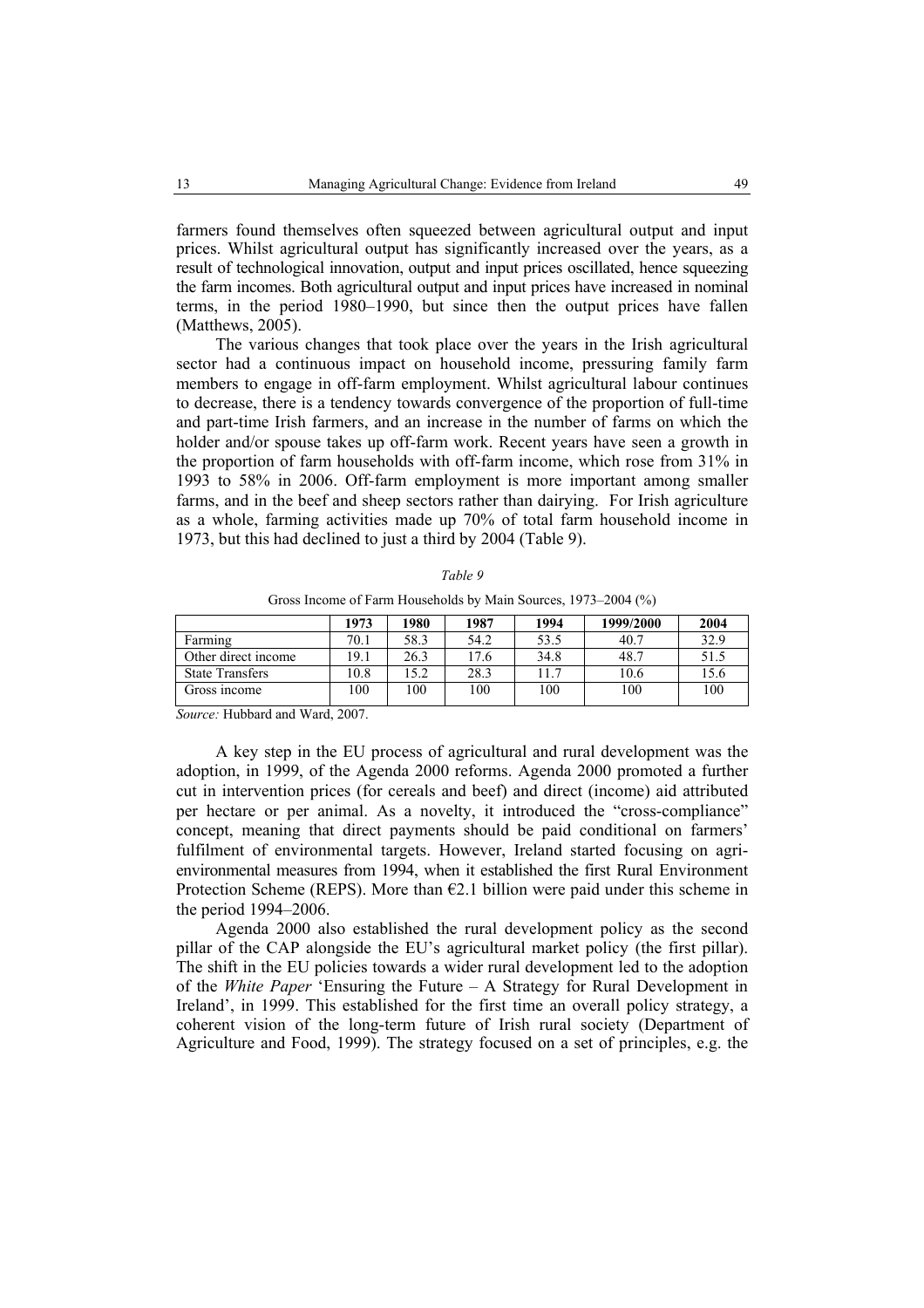farmers found themselves often squeezed between agricultural output and input prices. Whilst agricultural output has significantly increased over the years, as a result of technological innovation, output and input prices oscillated, hence squeezing the farm incomes. Both agricultural output and input prices have increased in nominal terms, in the period 1980–1990, but since then the output prices have fallen (Matthews, 2005).

The various changes that took place over the years in the Irish agricultural sector had a continuous impact on household income, pressuring family farm members to engage in off-farm employment. Whilst agricultural labour continues to decrease, there is a tendency towards convergence of the proportion of full-time and part-time Irish farmers, and an increase in the number of farms on which the holder and/or spouse takes up off-farm work. Recent years have seen a growth in the proportion of farm households with off-farm income, which rose from 31% in 1993 to 58% in 2006. Off-farm employment is more important among smaller farms, and in the beef and sheep sectors rather than dairying. For Irish agriculture as a whole, farming activities made up 70% of total farm household income in 1973, but this had declined to just a third by 2004 (Table 9).

*Table 9*

Gross Income of Farm Households by Main Sources, 1973–2004 (%)

| | **1973** | **1980** | **1987** | **1994** | **1999/2000** | **2004** |
|---|---|---|---|---|---|---|
| Farming | 70.1 | 58.3 | 54.2 | 53.5 | 40.7 | 32.9 |
| Other direct income | 19.1 | 26.3 | 17.6 | 34.8 | 48.7 | 51.5 |
| State Transfers | 10.8 | 15.2 | 28.3 | 11.7 | 10.6 | 15.6 |
| Gross income | 100 | 100 | 100 | 100 | 100 | 100 |

*Source:* Hubbard and Ward, 2007.

A key step in the EU process of agricultural and rural development was the adoption, in 1999, of the Agenda 2000 reforms. Agenda 2000 promoted a further cut in intervention prices (for cereals and beef) and direct (income) aid attributed per hectare or per animal. As a novelty, it introduced the "cross-compliance" concept, meaning that direct payments should be paid conditional on farmers' fulfilment of environmental targets. However, Ireland started focusing on agri-environmental measures from 1994, when it established the first Rural Environment Protection Scheme (REPS). More than €2.1 billion were paid under this scheme in the period 1994–2006.

Agenda 2000 also established the rural development policy as the second pillar of the CAP alongside the EU's agricultural market policy (the first pillar). The shift in the EU policies towards a wider rural development led to the adoption of the *White Paper* 'Ensuring the Future – A Strategy for Rural Development in Ireland', in 1999. This established for the first time an overall policy strategy, a coherent vision of the long-term future of Irish rural society (Department of Agriculture and Food, 1999). The strategy focused on a set of principles, e.g. the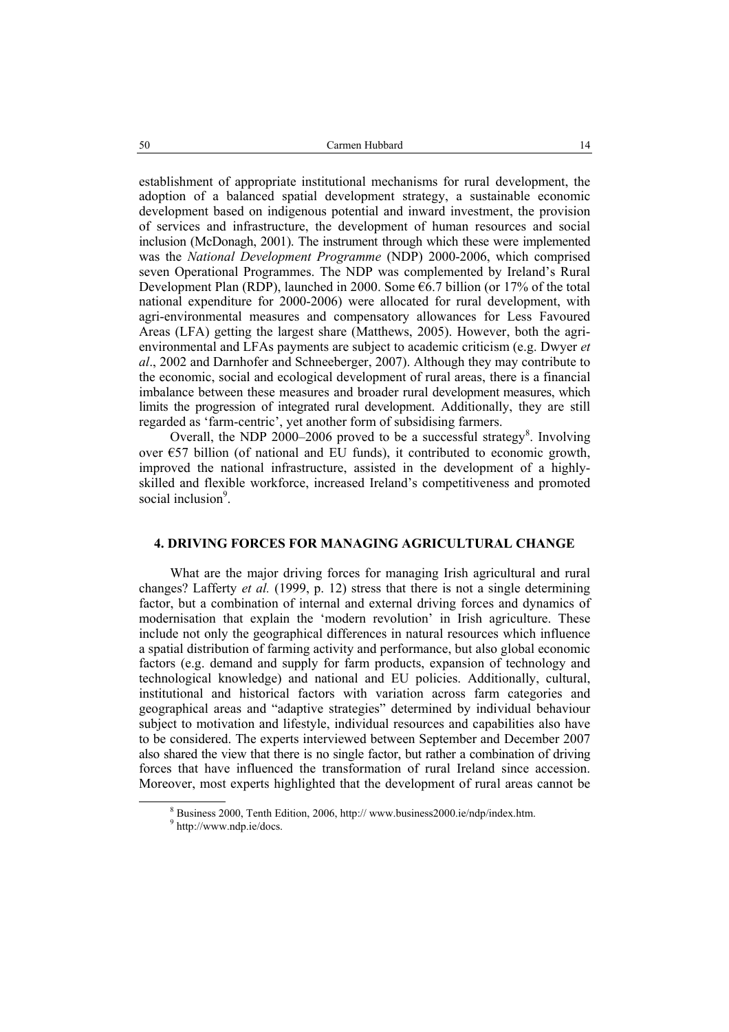establishment of appropriate institutional mechanisms for rural development, the adoption of a balanced spatial development strategy, a sustainable economic development based on indigenous potential and inward investment, the provision of services and infrastructure, the development of human resources and social inclusion (McDonagh, 2001). The instrument through which these were implemented was the *National Development Programme* (NDP) 2000-2006, which comprised seven Operational Programmes. The NDP was complemented by Ireland's Rural Development Plan (RDP), launched in 2000. Some €6.7 billion (or 17% of the total national expenditure for 2000-2006) were allocated for rural development, with agri-environmental measures and compensatory allowances for Less Favoured Areas (LFA) getting the largest share (Matthews, 2005). However, both the agri-environmental and LFAs payments are subject to academic criticism (e.g. Dwyer *et al*., 2002 and Darnhofer and Schneeberger, 2007). Although they may contribute to the economic, social and ecological development of rural areas, there is a financial imbalance between these measures and broader rural development measures, which limits the progression of integrated rural development. Additionally, they are still regarded as 'farm-centric', yet another form of subsidising farmers.

Overall, the NDP 2000–2006 proved to be a successful strategy[8]. Involving over €57 billion (of national and EU funds), it contributed to economic growth, improved the national infrastructure, assisted in the development of a highly-skilled and flexible workforce, increased Ireland's competitiveness and promoted social inclusion[9].

## 4. DRIVING FORCES FOR MANAGING AGRICULTURAL CHANGE

What are the major driving forces for managing Irish agricultural and rural changes? Lafferty *et al.* (1999, p. 12) stress that there is not a single determining factor, but a combination of internal and external driving forces and dynamics of modernisation that explain the 'modern revolution' in Irish agriculture. These include not only the geographical differences in natural resources which influence a spatial distribution of farming activity and performance, but also global economic factors (e.g. demand and supply for farm products, expansion of technology and technological knowledge) and national and EU policies. Additionally, cultural, institutional and historical factors with variation across farm categories and geographical areas and "adaptive strategies" determined by individual behaviour subject to motivation and lifestyle, individual resources and capabilities also have to be considered. The experts interviewed between September and December 2007 also shared the view that there is no single factor, but rather a combination of driving forces that have influenced the transformation of rural Ireland since accession. Moreover, most experts highlighted that the development of rural areas cannot be

[8] Business 2000, Tenth Edition, 2006, http:// www.business2000.ie/ndp/index.htm.

[9] http://www.ndp.ie/docs.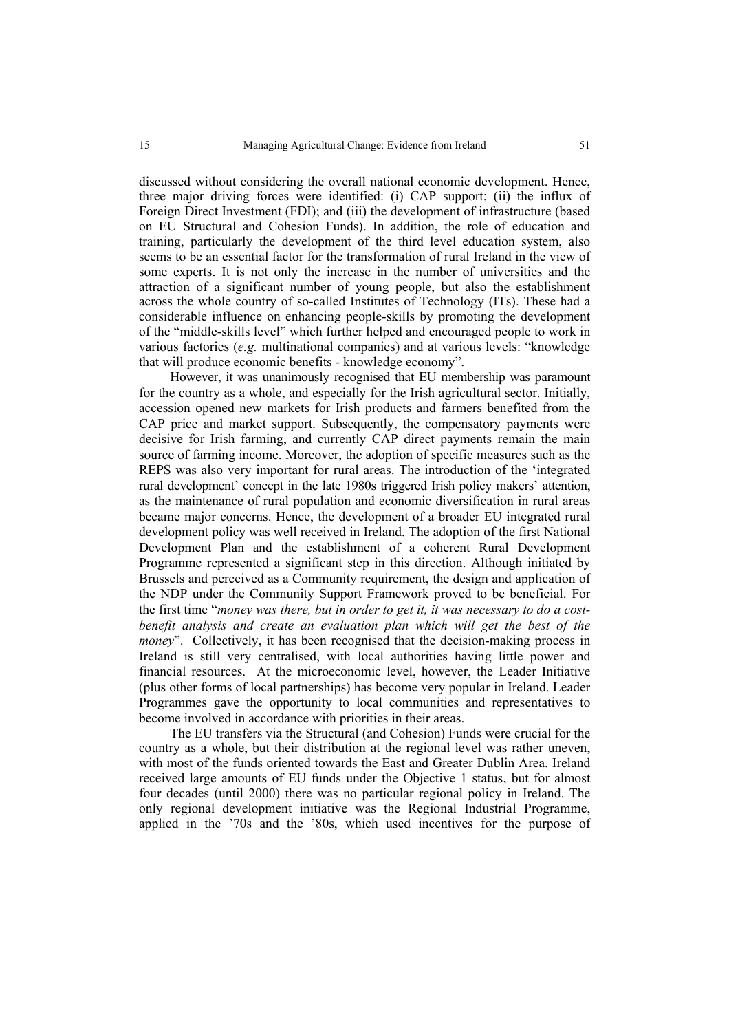discussed without considering the overall national economic development. Hence, three major driving forces were identified: (i) CAP support; (ii) the influx of Foreign Direct Investment (FDI); and (iii) the development of infrastructure (based on EU Structural and Cohesion Funds). In addition, the role of education and training, particularly the development of the third level education system, also seems to be an essential factor for the transformation of rural Ireland in the view of some experts. It is not only the increase in the number of universities and the attraction of a significant number of young people, but also the establishment across the whole country of so-called Institutes of Technology (ITs). These had a considerable influence on enhancing people-skills by promoting the development of the "middle-skills level" which further helped and encouraged people to work in various factories (*e.g.* multinational companies) and at various levels: "knowledge that will produce economic benefits - knowledge economy".

However, it was unanimously recognised that EU membership was paramount for the country as a whole, and especially for the Irish agricultural sector. Initially, accession opened new markets for Irish products and farmers benefited from the CAP price and market support. Subsequently, the compensatory payments were decisive for Irish farming, and currently CAP direct payments remain the main source of farming income. Moreover, the adoption of specific measures such as the REPS was also very important for rural areas. The introduction of the 'integrated rural development' concept in the late 1980s triggered Irish policy makers' attention, as the maintenance of rural population and economic diversification in rural areas became major concerns. Hence, the development of a broader EU integrated rural development policy was well received in Ireland. The adoption of the first National Development Plan and the establishment of a coherent Rural Development Programme represented a significant step in this direction. Although initiated by Brussels and perceived as a Community requirement, the design and application of the NDP under the Community Support Framework proved to be beneficial. For the first time "*money was there, but in order to get it, it was necessary to do a cost-benefit analysis and create an evaluation plan which will get the best of the money*". Collectively, it has been recognised that the decision-making process in Ireland is still very centralised, with local authorities having little power and financial resources. At the microeconomic level, however, the Leader Initiative (plus other forms of local partnerships) has become very popular in Ireland. Leader Programmes gave the opportunity to local communities and representatives to become involved in accordance with priorities in their areas.

The EU transfers via the Structural (and Cohesion) Funds were crucial for the country as a whole, but their distribution at the regional level was rather uneven, with most of the funds oriented towards the East and Greater Dublin Area. Ireland received large amounts of EU funds under the Objective 1 status, but for almost four decades (until 2000) there was no particular regional policy in Ireland. The only regional development initiative was the Regional Industrial Programme, applied in the '70s and the '80s, which used incentives for the purpose of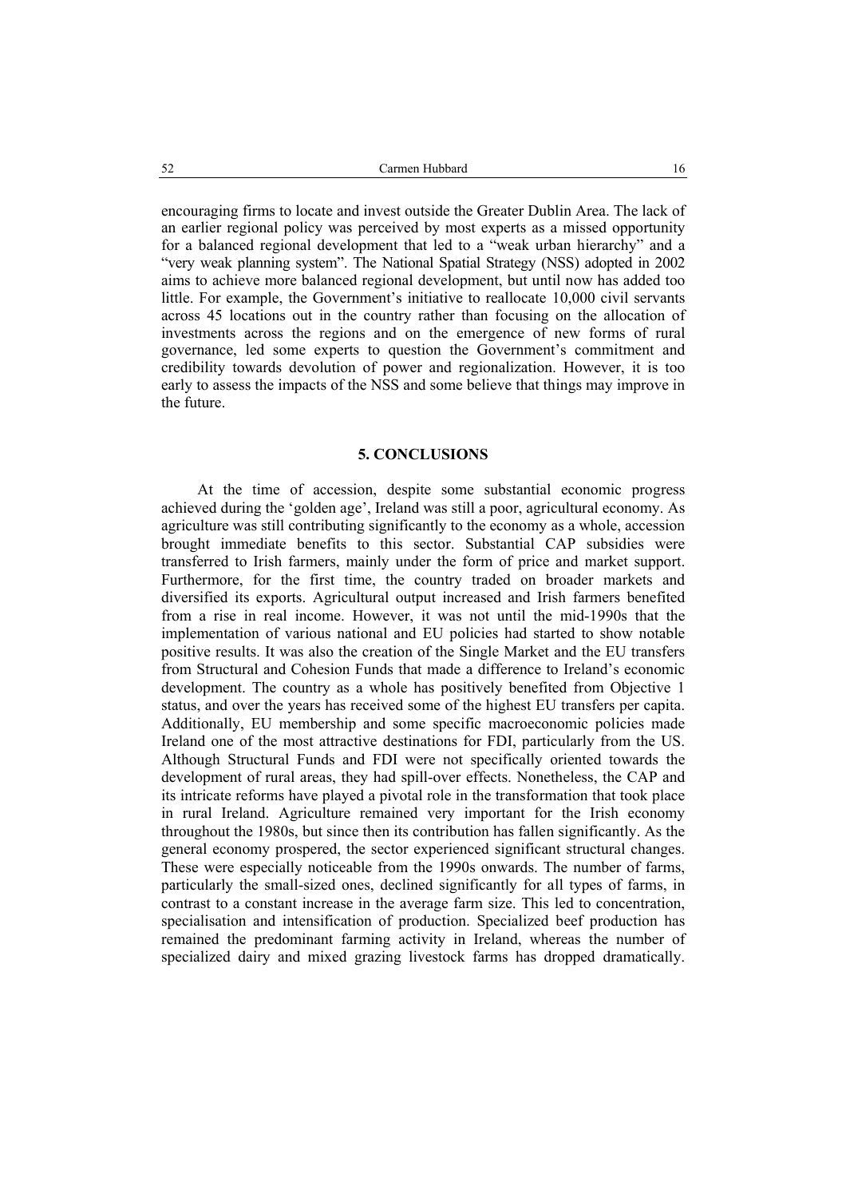encouraging firms to locate and invest outside the Greater Dublin Area. The lack of an earlier regional policy was perceived by most experts as a missed opportunity for a balanced regional development that led to a "weak urban hierarchy" and a "very weak planning system". The National Spatial Strategy (NSS) adopted in 2002 aims to achieve more balanced regional development, but until now has added too little. For example, the Government's initiative to reallocate 10,000 civil servants across 45 locations out in the country rather than focusing on the allocation of investments across the regions and on the emergence of new forms of rural governance, led some experts to question the Government's commitment and credibility towards devolution of power and regionalization. However, it is too early to assess the impacts of the NSS and some believe that things may improve in the future.

## 5. CONCLUSIONS

At the time of accession, despite some substantial economic progress achieved during the 'golden age', Ireland was still a poor, agricultural economy. As agriculture was still contributing significantly to the economy as a whole, accession brought immediate benefits to this sector. Substantial CAP subsidies were transferred to Irish farmers, mainly under the form of price and market support. Furthermore, for the first time, the country traded on broader markets and diversified its exports. Agricultural output increased and Irish farmers benefited from a rise in real income. However, it was not until the mid-1990s that the implementation of various national and EU policies had started to show notable positive results. It was also the creation of the Single Market and the EU transfers from Structural and Cohesion Funds that made a difference to Ireland's economic development. The country as a whole has positively benefited from Objective 1 status, and over the years has received some of the highest EU transfers per capita. Additionally, EU membership and some specific macroeconomic policies made Ireland one of the most attractive destinations for FDI, particularly from the US. Although Structural Funds and FDI were not specifically oriented towards the development of rural areas, they had spill-over effects. Nonetheless, the CAP and its intricate reforms have played a pivotal role in the transformation that took place in rural Ireland. Agriculture remained very important for the Irish economy throughout the 1980s, but since then its contribution has fallen significantly. As the general economy prospered, the sector experienced significant structural changes. These were especially noticeable from the 1990s onwards. The number of farms, particularly the small-sized ones, declined significantly for all types of farms, in contrast to a constant increase in the average farm size. This led to concentration, specialisation and intensification of production. Specialized beef production has remained the predominant farming activity in Ireland, whereas the number of specialized dairy and mixed grazing livestock farms has dropped dramatically.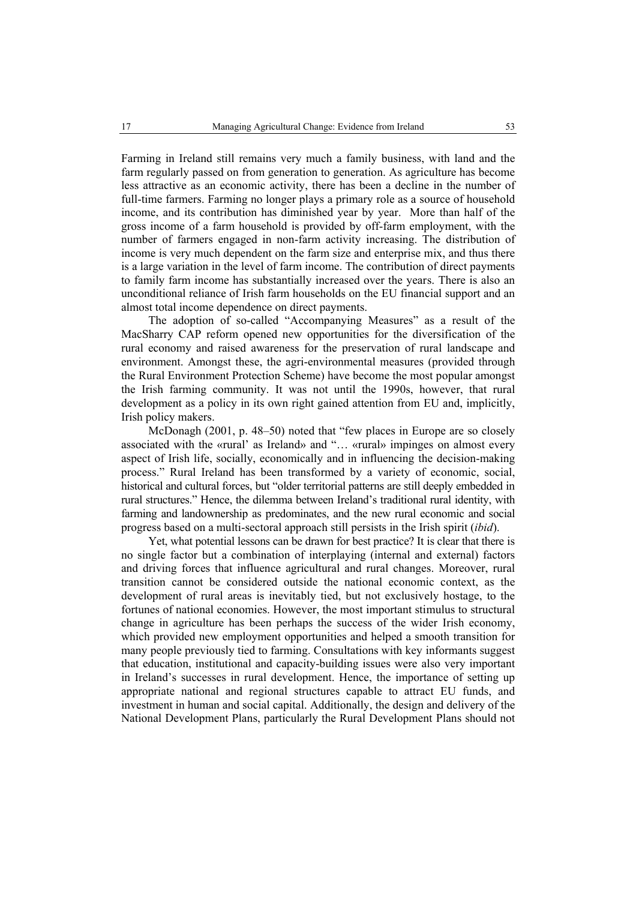Farming in Ireland still remains very much a family business, with land and the farm regularly passed on from generation to generation. As agriculture has become less attractive as an economic activity, there has been a decline in the number of full-time farmers. Farming no longer plays a primary role as a source of household income, and its contribution has diminished year by year. More than half of the gross income of a farm household is provided by off-farm employment, with the number of farmers engaged in non-farm activity increasing. The distribution of income is very much dependent on the farm size and enterprise mix, and thus there is a large variation in the level of farm income. The contribution of direct payments to family farm income has substantially increased over the years. There is also an unconditional reliance of Irish farm households on the EU financial support and an almost total income dependence on direct payments.

The adoption of so-called "Accompanying Measures" as a result of the MacSharry CAP reform opened new opportunities for the diversification of the rural economy and raised awareness for the preservation of rural landscape and environment. Amongst these, the agri-environmental measures (provided through the Rural Environment Protection Scheme) have become the most popular amongst the Irish farming community. It was not until the 1990s, however, that rural development as a policy in its own right gained attention from EU and, implicitly, Irish policy makers.

McDonagh (2001, p. 48–50) noted that "few places in Europe are so closely associated with the «rural' as Ireland» and "… «rural» impinges on almost every aspect of Irish life, socially, economically and in influencing the decision-making process." Rural Ireland has been transformed by a variety of economic, social, historical and cultural forces, but "older territorial patterns are still deeply embedded in rural structures." Hence, the dilemma between Ireland's traditional rural identity, with farming and landownership as predominates, and the new rural economic and social progress based on a multi-sectoral approach still persists in the Irish spirit (*ibid*).

Yet, what potential lessons can be drawn for best practice? It is clear that there is no single factor but a combination of interplaying (internal and external) factors and driving forces that influence agricultural and rural changes. Moreover, rural transition cannot be considered outside the national economic context, as the development of rural areas is inevitably tied, but not exclusively hostage, to the fortunes of national economies. However, the most important stimulus to structural change in agriculture has been perhaps the success of the wider Irish economy, which provided new employment opportunities and helped a smooth transition for many people previously tied to farming. Consultations with key informants suggest that education, institutional and capacity-building issues were also very important in Ireland's successes in rural development. Hence, the importance of setting up appropriate national and regional structures capable to attract EU funds, and investment in human and social capital. Additionally, the design and delivery of the National Development Plans, particularly the Rural Development Plans should not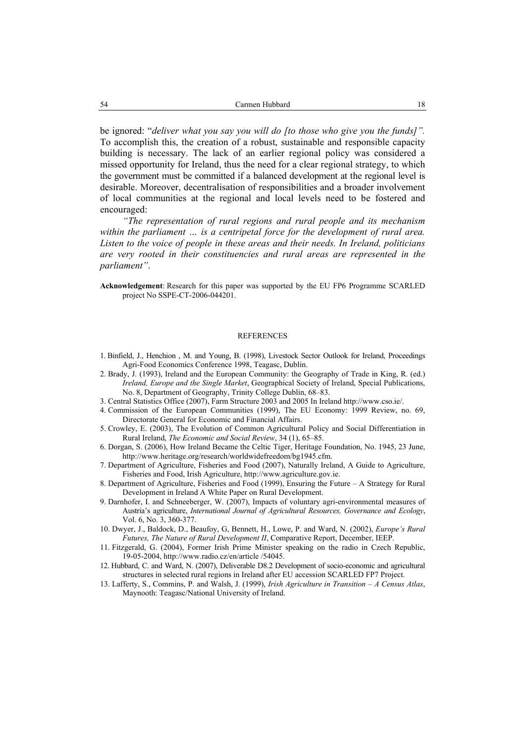be ignored: "*deliver what you say you will do [to those who give you the funds]"*. To accomplish this, the creation of a robust, sustainable and responsible capacity building is necessary. The lack of an earlier regional policy was considered a missed opportunity for Ireland, thus the need for a clear regional strategy, to which the government must be committed if a balanced development at the regional level is desirable. Moreover, decentralisation of responsibilities and a broader involvement of local communities at the regional and local levels need to be fostered and encouraged:

*"The representation of rural regions and rural people and its mechanism within the parliament … is a centripetal force for the development of rural area. Listen to the voice of people in these areas and their needs. In Ireland, politicians are very rooted in their constituencies and rural areas are represented in the parliament"*.

**Acknowledgement**: Research for this paper was supported by the EU FP6 Programme SCARLED project No SSPE-CT-2006-044201.

## REFERENCES

1. Binfield, J., Henchion , M. and Young, B. (1998), Livestock Sector Outlook for Ireland, Proceedings Agri-Food Economics Conference 1998, Teagasc, Dublin.
2. Brady, J. (1993), Ireland and the European Community: the Geography of Trade in King, R. (ed.) *Ireland, Europe and the Single Market*, Geographical Society of Ireland, Special Publications, No. 8, Department of Geography, Trinity College Dublin, 68–83.
3. Central Statistics Office (2007), Farm Structure 2003 and 2005 In Ireland http://www.cso.ie/.
4. Commission of the European Communities (1999), The EU Economy: 1999 Review, no. 69, Directorate General for Economic and Financial Affairs.
5. Crowley, E. (2003), The Evolution of Common Agricultural Policy and Social Differentiation in Rural Ireland, *The Economic and Social Review*, 34 (1), 65–85.
6. Dorgan, S. (2006), How Ireland Became the Celtic Tiger, Heritage Foundation, No. 1945, 23 June, http://www.heritage.org/research/worldwidefreedom/bg1945.cfm.
7. Department of Agriculture, Fisheries and Food (2007), Naturally Ireland, A Guide to Agriculture, Fisheries and Food, Irish Agriculture, http://www.agriculture.gov.ie.
8. Department of Agriculture, Fisheries and Food (1999), Ensuring the Future – A Strategy for Rural Development in Ireland A White Paper on Rural Development.
9. Darnhofer, I. and Schneeberger, W. (2007), Impacts of voluntary agri-environmental measures of Austria's agriculture, *International Journal of Agricultural Resources, Governance and Ecology*, Vol. 6, No. 3, 360-377.
10. Dwyer, J., Baldock, D., Beaufoy, G, Bennett, H., Lowe, P. and Ward, N. (2002), *Europe's Rural Futures, The Nature of Rural Development II*, Comparative Report, December, IEEP.
11. Fitzgerald, G. (2004), Former Irish Prime Minister speaking on the radio in Czech Republic, 19-05-2004, http://www.radio.cz/en/article /54045.
12. Hubbard, C. and Ward, N. (2007), Deliverable D8.2 Development of socio-economic and agricultural structures in selected rural regions in Ireland after EU accession SCARLED FP7 Project.
13. Lafferty, S., Commins, P. and Walsh, J. (1999), *Irish Agriculture in Transition – A Census Atlas*, Maynooth: Teagasc/National University of Ireland.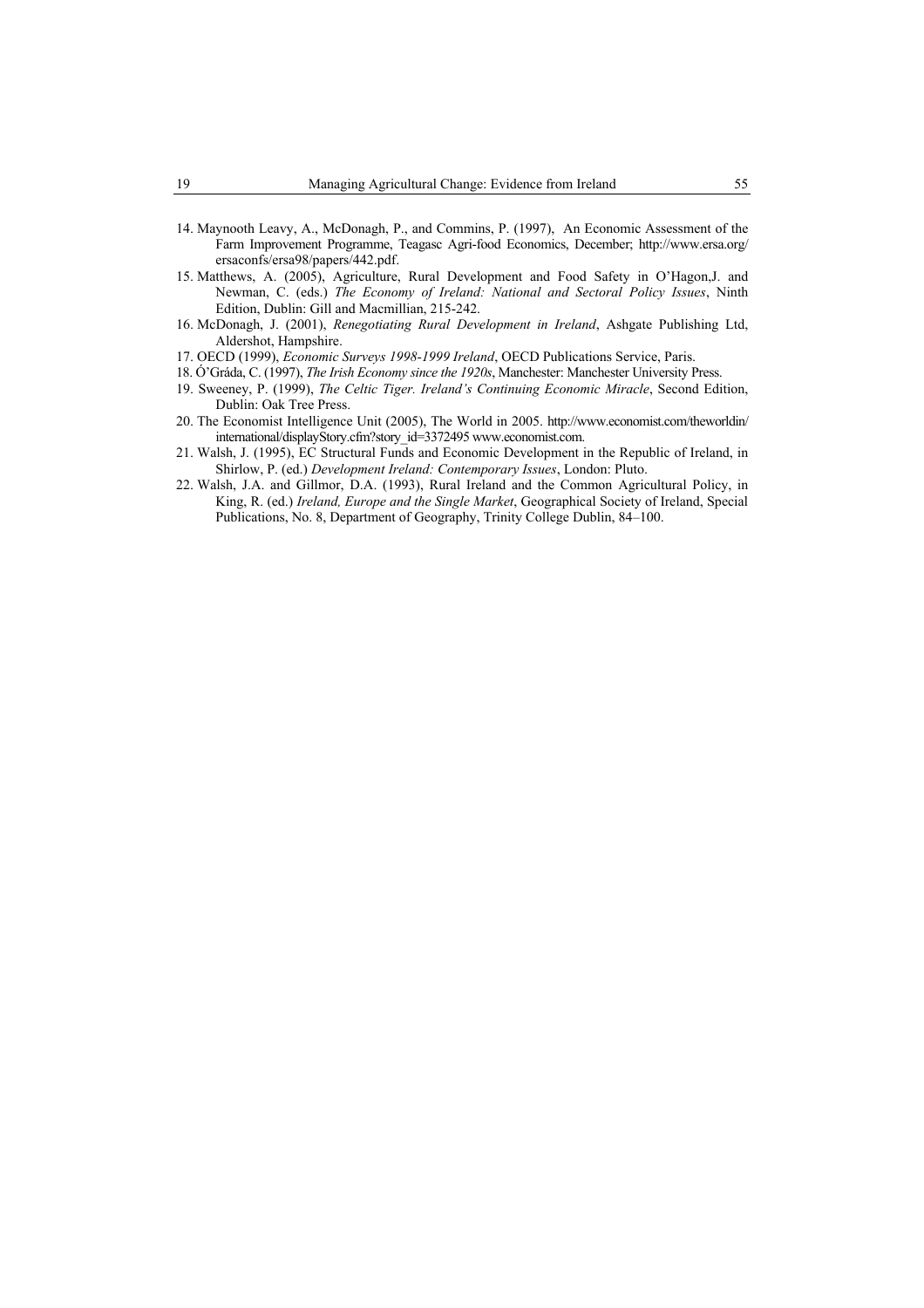14. Maynooth Leavy, A., McDonagh, P., and Commins, P. (1997), An Economic Assessment of the Farm Improvement Programme, Teagasc Agri-food Economics, December; http://www.ersa.org/ersaconfs/ersa98/papers/442.pdf.
15. Matthews, A. (2005), Agriculture, Rural Development and Food Safety in O'Hagon,J. and Newman, C. (eds.) *The Economy of Ireland: National and Sectoral Policy Issues*, Ninth Edition, Dublin: Gill and Macmillian, 215-242.
16. McDonagh, J. (2001), *Renegotiating Rural Development in Ireland*, Ashgate Publishing Ltd, Aldershot, Hampshire.
17. OECD (1999), *Economic Surveys 1998-1999 Ireland*, OECD Publications Service, Paris.
18. Ó'Gráda, C. (1997), *The Irish Economy since the 1920s*, Manchester: Manchester University Press.
19. Sweeney, P. (1999), *The Celtic Tiger. Ireland's Continuing Economic Miracle*, Second Edition, Dublin: Oak Tree Press.
20. The Economist Intelligence Unit (2005), The World in 2005. http://www.economist.com/theworldin/international/displayStory.cfm?story_id=3372495 www.economist.com.
21. Walsh, J. (1995), EC Structural Funds and Economic Development in the Republic of Ireland, in Shirlow, P. (ed.) *Development Ireland: Contemporary Issues*, London: Pluto.
22. Walsh, J.A. and Gillmor, D.A. (1993), Rural Ireland and the Common Agricultural Policy, in King, R. (ed.) *Ireland, Europe and the Single Market*, Geographical Society of Ireland, Special Publications, No. 8, Department of Geography, Trinity College Dublin, 84–100.